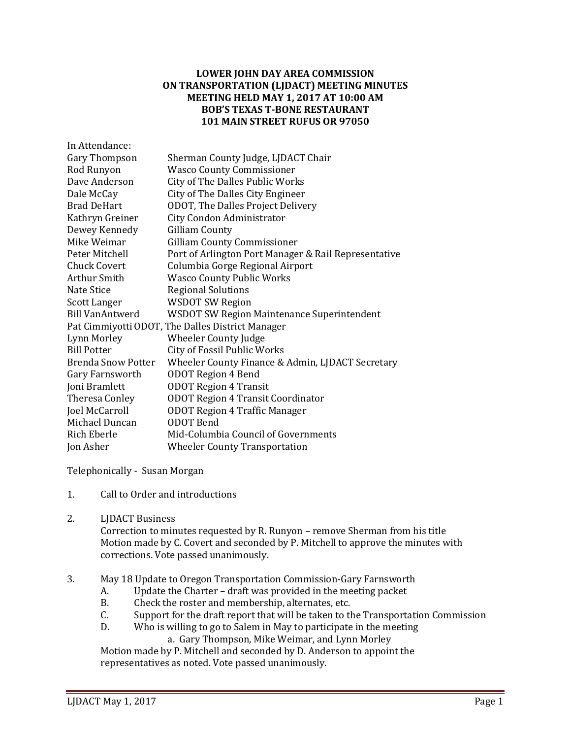# LOWER JOHN DAY AREA COMMISSION ON TRANSPORTATION (LJDACT) MEETING MINUTES

**MEETING HELD MAY 1, 2017 AT 10:00 AM**
**BOB'S TEXAS T-BONE RESTAURANT**
**101 MAIN STREET RUFUS OR 97050**

In Attendance:

| | |
|---|---|
| Gary Thompson | Sherman County Judge, LJDACT Chair |
| Rod Runyon | Wasco County Commissioner |
| Dave Anderson | City of The Dalles Public Works |
| Dale McCay | City of The Dalles City Engineer |
| Brad DeHart | ODOT, The Dalles Project Delivery |
| Kathryn Greiner | City Condon Administrator |
| Dewey Kennedy | Gilliam County |
| Mike Weimar | Gilliam County Commissioner |
| Peter Mitchell | Port of Arlington Port Manager & Rail Representative |
| Chuck Covert | Columbia Gorge Regional Airport |
| Arthur Smith | Wasco County Public Works |
| Nate Stice | Regional Solutions |
| Scott Langer | WSDOT SW Region |
| Bill VanAntwerd | WSDOT SW Region Maintenance Superintendent |
| Pat Cimmiyotti | ODOT, The Dalles District Manager |
| Lynn Morley | Wheeler County Judge |
| Bill Potter | City of Fossil Public Works |
| Brenda Snow Potter | Wheeler County Finance & Admin, LJDACT Secretary |
| Gary Farnsworth | ODOT Region 4 Bend |
| Joni Bramlett | ODOT Region 4 Transit |
| Theresa Conley | ODOT Region 4 Transit Coordinator |
| Joel McCarroll | ODOT Region 4 Traffic Manager |
| Michael Duncan | ODOT Bend |
| Rich Eberle | Mid-Columbia Council of Governments |
| Jon Asher | Wheeler County Transportation |

Telephonically - Susan Morgan

1. Call to Order and introductions

2. LJDACT Business
   Correction to minutes requested by R. Runyon – remove Sherman from his title
   Motion made by C. Covert and seconded by P. Mitchell to approve the minutes with corrections. Vote passed unanimously.

3. May 18 Update to Oregon Transportation Commission-Gary Farnsworth
   A. Update the Charter – draft was provided in the meeting packet
   B. Check the roster and membership, alternates, etc.
   C. Support for the draft report that will be taken to the Transportation Commission
   D. Who is willing to go to Salem in May to participate in the meeting
      a. Gary Thompson, Mike Weimar, and Lynn Morley

   Motion made by P. Mitchell and seconded by D. Anderson to appoint the representatives as noted. Vote passed unanimously.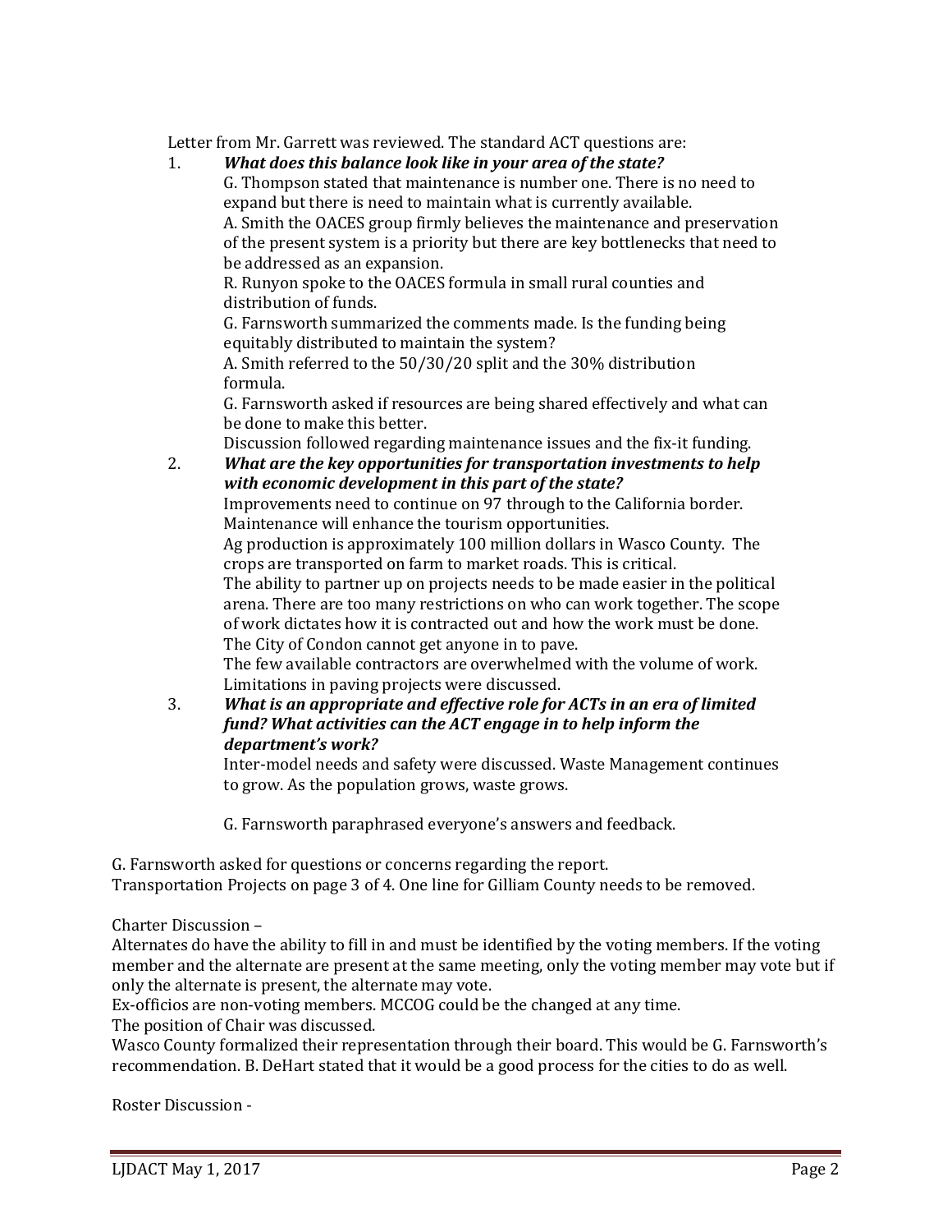Letter from Mr. Garrett was reviewed. The standard ACT questions are:

1. ***What does this balance look like in your area of the state?***

   G. Thompson stated that maintenance is number one. There is no need to expand but there is need to maintain what is currently available.

   A. Smith the OACES group firmly believes the maintenance and preservation of the present system is a priority but there are key bottlenecks that need to be addressed as an expansion.

   R. Runyon spoke to the OACES formula in small rural counties and distribution of funds.

   G. Farnsworth summarized the comments made. Is the funding being equitably distributed to maintain the system?

   A. Smith referred to the 50/30/20 split and the 30% distribution formula.

   G. Farnsworth asked if resources are being shared effectively and what can be done to make this better.

   Discussion followed regarding maintenance issues and the fix-it funding.

2. ***What are the key opportunities for transportation investments to help with economic development in this part of the state?***

   Improvements need to continue on 97 through to the California border.

   Maintenance will enhance the tourism opportunities.

   Ag production is approximately 100 million dollars in Wasco County. The crops are transported on farm to market roads. This is critical.

   The ability to partner up on projects needs to be made easier in the political arena. There are too many restrictions on who can work together. The scope of work dictates how it is contracted out and how the work must be done.

   The City of Condon cannot get anyone in to pave.

   The few available contractors are overwhelmed with the volume of work.

   Limitations in paving projects were discussed.

3. ***What is an appropriate and effective role for ACTs in an era of limited fund? What activities can the ACT engage in to help inform the department's work?***

   Inter-model needs and safety were discussed. Waste Management continues to grow. As the population grows, waste grows.

   G. Farnsworth paraphrased everyone's answers and feedback.

G. Farnsworth asked for questions or concerns regarding the report.
Transportation Projects on page 3 of 4. One line for Gilliam County needs to be removed.

Charter Discussion –
Alternates do have the ability to fill in and must be identified by the voting members. If the voting member and the alternate are present at the same meeting, only the voting member may vote but if only the alternate is present, the alternate may vote.
Ex-officios are non-voting members. MCCOG could be the changed at any time.
The position of Chair was discussed.
Wasco County formalized their representation through their board. This would be G. Farnsworth's recommendation. B. DeHart stated that it would be a good process for the cities to do as well.

Roster Discussion -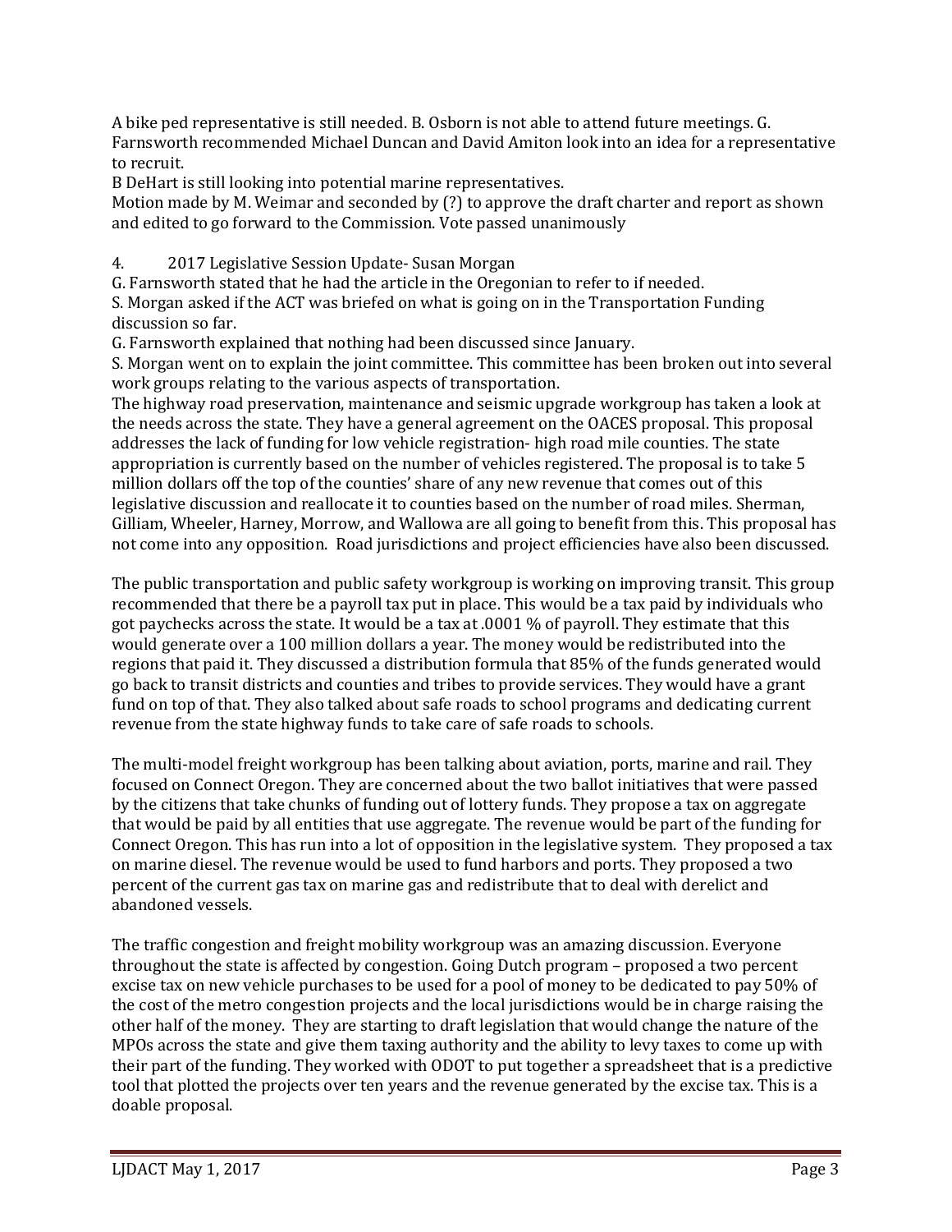A bike ped representative is still needed. B. Osborn is not able to attend future meetings. G. Farnsworth recommended Michael Duncan and David Amiton look into an idea for a representative to recruit.

B DeHart is still looking into potential marine representatives.

Motion made by M. Weimar and seconded by (?) to approve the draft charter and report as shown and edited to go forward to the Commission. Vote passed unanimously

4. 2017 Legislative Session Update- Susan Morgan

G. Farnsworth stated that he had the article in the Oregonian to refer to if needed.

S. Morgan asked if the ACT was briefed on what is going on in the Transportation Funding discussion so far.

G. Farnsworth explained that nothing had been discussed since January.

S. Morgan went on to explain the joint committee. This committee has been broken out into several work groups relating to the various aspects of transportation.

The highway road preservation, maintenance and seismic upgrade workgroup has taken a look at the needs across the state. They have a general agreement on the OACES proposal. This proposal addresses the lack of funding for low vehicle registration- high road mile counties. The state appropriation is currently based on the number of vehicles registered. The proposal is to take 5 million dollars off the top of the counties' share of any new revenue that comes out of this legislative discussion and reallocate it to counties based on the number of road miles. Sherman, Gilliam, Wheeler, Harney, Morrow, and Wallowa are all going to benefit from this. This proposal has not come into any opposition. Road jurisdictions and project efficiencies have also been discussed.

The public transportation and public safety workgroup is working on improving transit. This group recommended that there be a payroll tax put in place. This would be a tax paid by individuals who got paychecks across the state. It would be a tax at .0001 % of payroll. They estimate that this would generate over a 100 million dollars a year. The money would be redistributed into the regions that paid it. They discussed a distribution formula that 85% of the funds generated would go back to transit districts and counties and tribes to provide services. They would have a grant fund on top of that. They also talked about safe roads to school programs and dedicating current revenue from the state highway funds to take care of safe roads to schools.

The multi-model freight workgroup has been talking about aviation, ports, marine and rail. They focused on Connect Oregon. They are concerned about the two ballot initiatives that were passed by the citizens that take chunks of funding out of lottery funds. They propose a tax on aggregate that would be paid by all entities that use aggregate. The revenue would be part of the funding for Connect Oregon. This has run into a lot of opposition in the legislative system. They proposed a tax on marine diesel. The revenue would be used to fund harbors and ports. They proposed a two percent of the current gas tax on marine gas and redistribute that to deal with derelict and abandoned vessels.

The traffic congestion and freight mobility workgroup was an amazing discussion. Everyone throughout the state is affected by congestion. Going Dutch program – proposed a two percent excise tax on new vehicle purchases to be used for a pool of money to be dedicated to pay 50% of the cost of the metro congestion projects and the local jurisdictions would be in charge raising the other half of the money. They are starting to draft legislation that would change the nature of the MPOs across the state and give them taxing authority and the ability to levy taxes to come up with their part of the funding. They worked with ODOT to put together a spreadsheet that is a predictive tool that plotted the projects over ten years and the revenue generated by the excise tax. This is a doable proposal.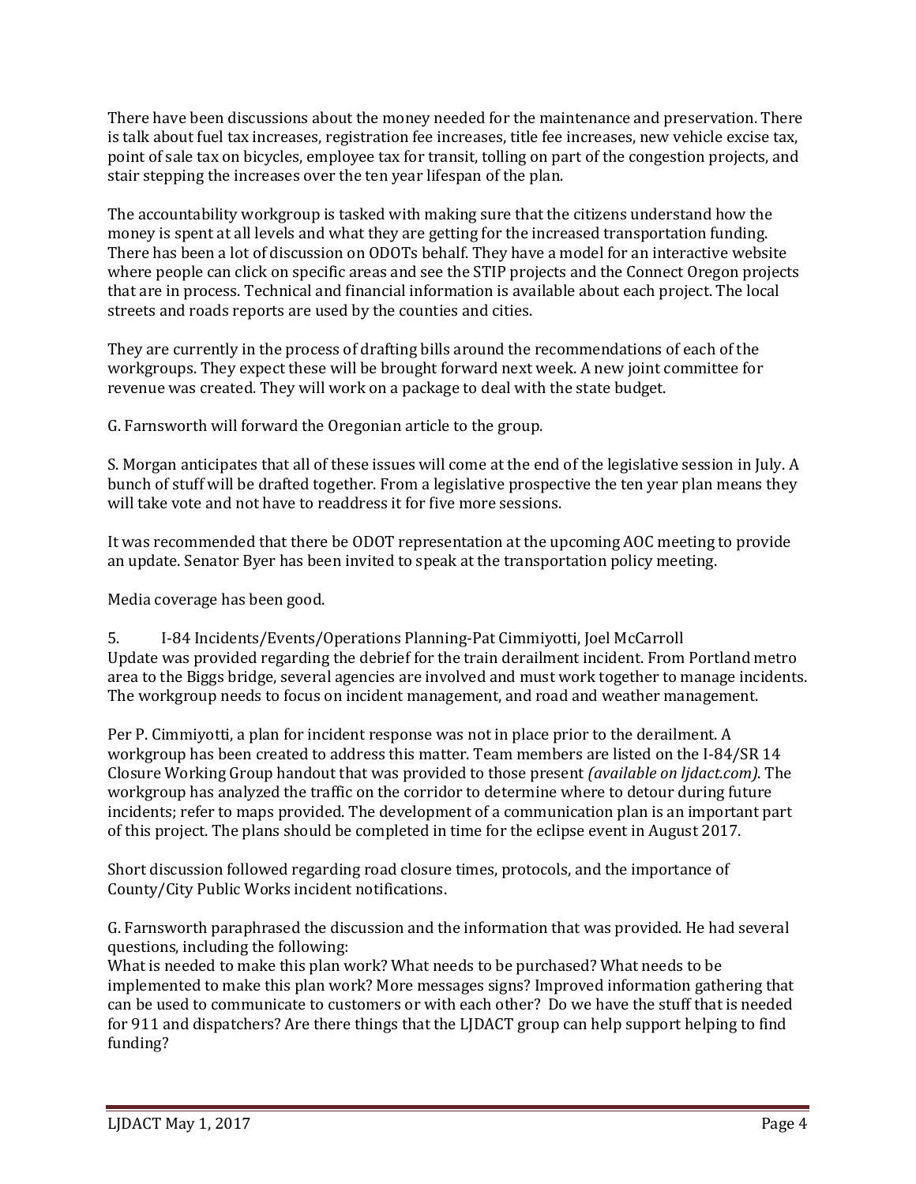There have been discussions about the money needed for the maintenance and preservation. There is talk about fuel tax increases, registration fee increases, title fee increases, new vehicle excise tax, point of sale tax on bicycles, employee tax for transit, tolling on part of the congestion projects, and stair stepping the increases over the ten year lifespan of the plan.

The accountability workgroup is tasked with making sure that the citizens understand how the money is spent at all levels and what they are getting for the increased transportation funding. There has been a lot of discussion on ODOTs behalf. They have a model for an interactive website where people can click on specific areas and see the STIP projects and the Connect Oregon projects that are in process. Technical and financial information is available about each project. The local streets and roads reports are used by the counties and cities.

They are currently in the process of drafting bills around the recommendations of each of the workgroups. They expect these will be brought forward next week. A new joint committee for revenue was created. They will work on a package to deal with the state budget.

G. Farnsworth will forward the Oregonian article to the group.

S. Morgan anticipates that all of these issues will come at the end of the legislative session in July. A bunch of stuff will be drafted together. From a legislative prospective the ten year plan means they will take vote and not have to readdress it for five more sessions.

It was recommended that there be ODOT representation at the upcoming AOC meeting to provide an update. Senator Byer has been invited to speak at the transportation policy meeting.

Media coverage has been good.

5. I-84 Incidents/Events/Operations Planning-Pat Cimmiyotti, Joel McCarroll

Update was provided regarding the debrief for the train derailment incident. From Portland metro area to the Biggs bridge, several agencies are involved and must work together to manage incidents. The workgroup needs to focus on incident management, and road and weather management.

Per P. Cimmiyotti, a plan for incident response was not in place prior to the derailment. A workgroup has been created to address this matter. Team members are listed on the I-84/SR 14 Closure Working Group handout that was provided to those present *(available on ljdact.com)*. The workgroup has analyzed the traffic on the corridor to determine where to detour during future incidents; refer to maps provided. The development of a communication plan is an important part of this project. The plans should be completed in time for the eclipse event in August 2017.

Short discussion followed regarding road closure times, protocols, and the importance of County/City Public Works incident notifications.

G. Farnsworth paraphrased the discussion and the information that was provided. He had several questions, including the following:
What is needed to make this plan work? What needs to be purchased? What needs to be implemented to make this plan work? More messages signs? Improved information gathering that can be used to communicate to customers or with each other? Do we have the stuff that is needed for 911 and dispatchers? Are there things that the LJDACT group can help support helping to find funding?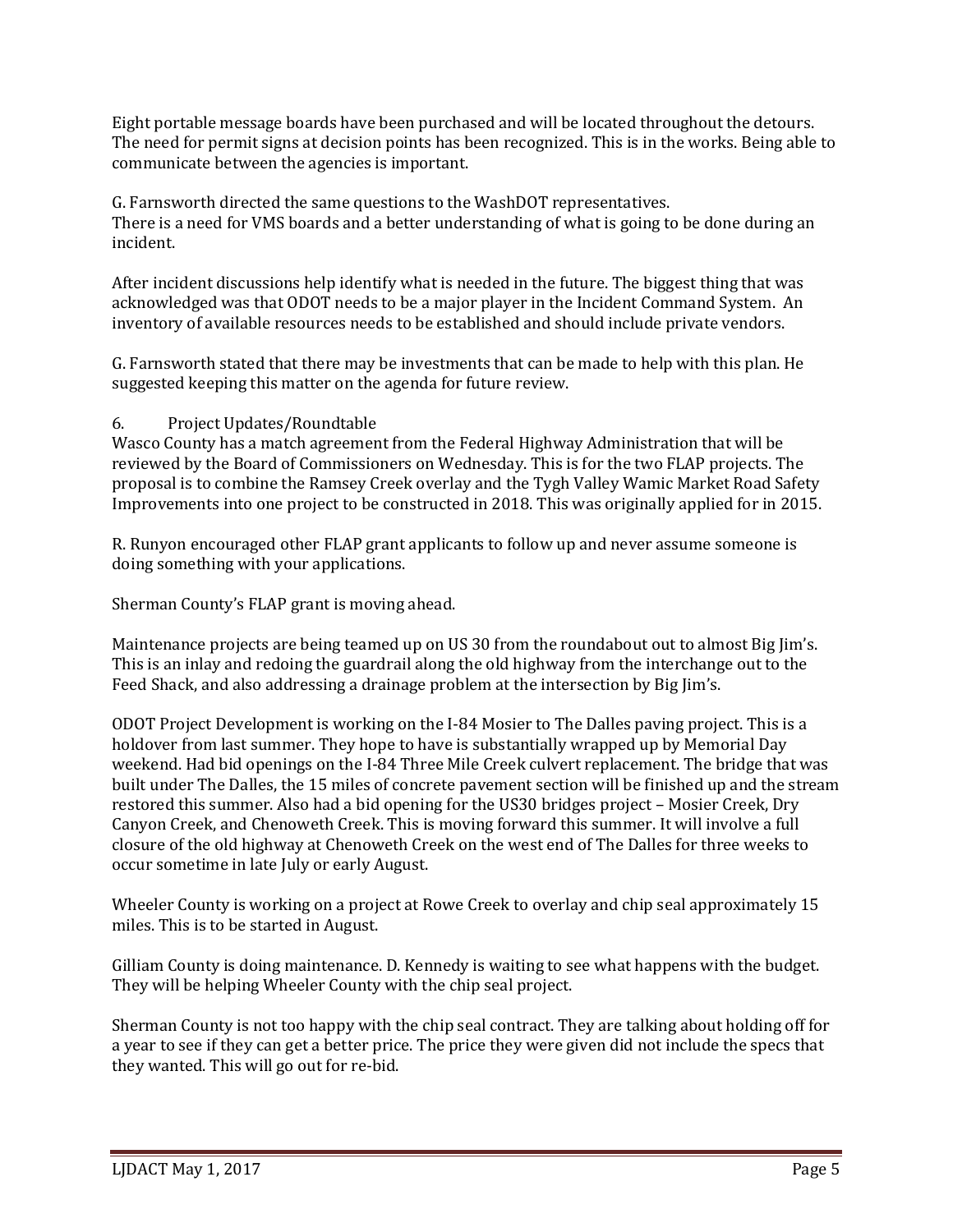Eight portable message boards have been purchased and will be located throughout the detours. The need for permit signs at decision points has been recognized. This is in the works. Being able to communicate between the agencies is important.

G. Farnsworth directed the same questions to the WashDOT representatives.
There is a need for VMS boards and a better understanding of what is going to be done during an incident.

After incident discussions help identify what is needed in the future. The biggest thing that was acknowledged was that ODOT needs to be a major player in the Incident Command System. An inventory of available resources needs to be established and should include private vendors.

G. Farnsworth stated that there may be investments that can be made to help with this plan. He suggested keeping this matter on the agenda for future review.

6. Project Updates/Roundtable

Wasco County has a match agreement from the Federal Highway Administration that will be reviewed by the Board of Commissioners on Wednesday. This is for the two FLAP projects. The proposal is to combine the Ramsey Creek overlay and the Tygh Valley Wamic Market Road Safety Improvements into one project to be constructed in 2018. This was originally applied for in 2015.

R. Runyon encouraged other FLAP grant applicants to follow up and never assume someone is doing something with your applications.

Sherman County's FLAP grant is moving ahead.

Maintenance projects are being teamed up on US 30 from the roundabout out to almost Big Jim's. This is an inlay and redoing the guardrail along the old highway from the interchange out to the Feed Shack, and also addressing a drainage problem at the intersection by Big Jim's.

ODOT Project Development is working on the I-84 Mosier to The Dalles paving project. This is a holdover from last summer. They hope to have is substantially wrapped up by Memorial Day weekend. Had bid openings on the I-84 Three Mile Creek culvert replacement. The bridge that was built under The Dalles, the 15 miles of concrete pavement section will be finished up and the stream restored this summer. Also had a bid opening for the US30 bridges project – Mosier Creek, Dry Canyon Creek, and Chenoweth Creek. This is moving forward this summer. It will involve a full closure of the old highway at Chenoweth Creek on the west end of The Dalles for three weeks to occur sometime in late July or early August.

Wheeler County is working on a project at Rowe Creek to overlay and chip seal approximately 15 miles. This is to be started in August.

Gilliam County is doing maintenance. D. Kennedy is waiting to see what happens with the budget. They will be helping Wheeler County with the chip seal project.

Sherman County is not too happy with the chip seal contract. They are talking about holding off for a year to see if they can get a better price. The price they were given did not include the specs that they wanted. This will go out for re-bid.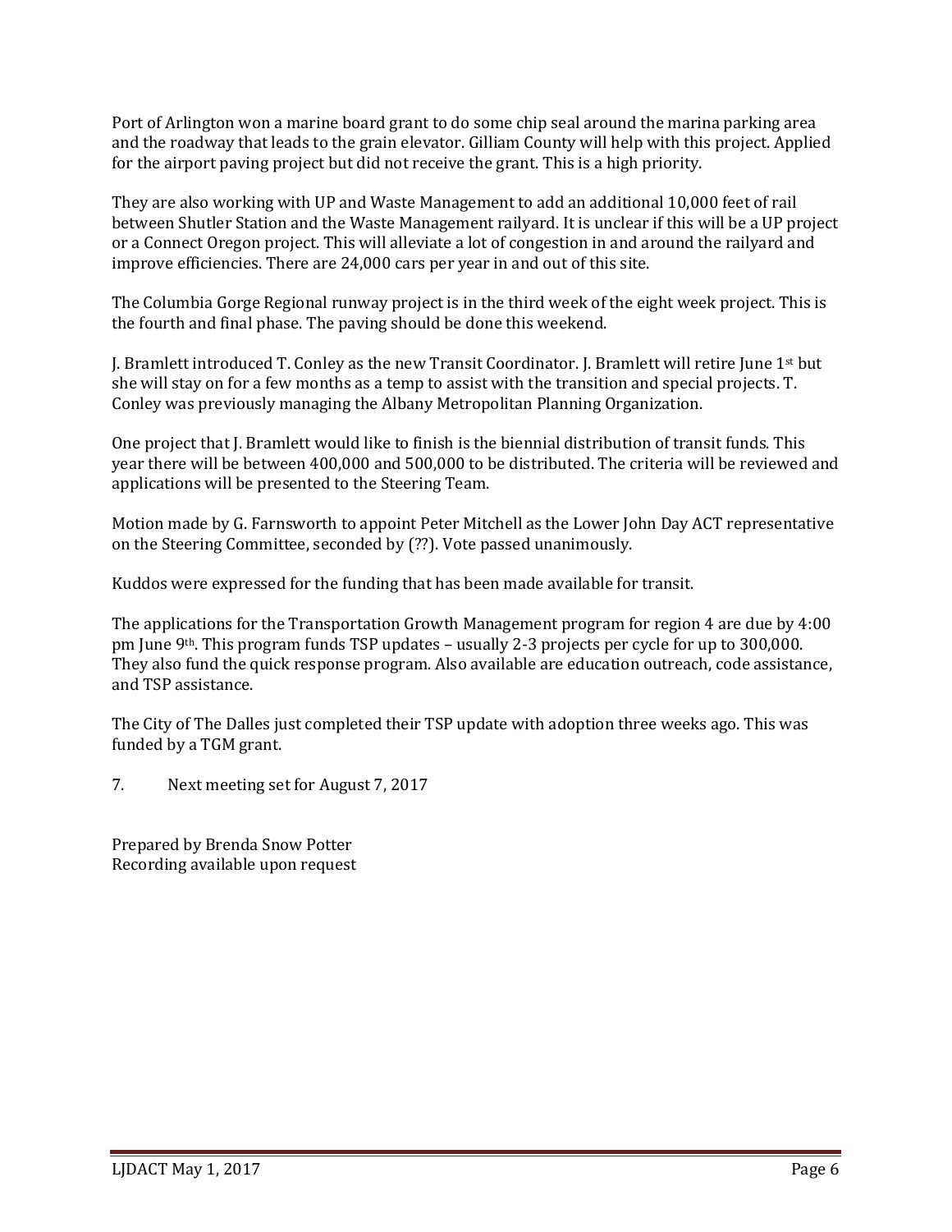Port of Arlington won a marine board grant to do some chip seal around the marina parking area and the roadway that leads to the grain elevator. Gilliam County will help with this project. Applied for the airport paving project but did not receive the grant. This is a high priority.

They are also working with UP and Waste Management to add an additional 10,000 feet of rail between Shutler Station and the Waste Management railyard. It is unclear if this will be a UP project or a Connect Oregon project. This will alleviate a lot of congestion in and around the railyard and improve efficiencies. There are 24,000 cars per year in and out of this site.

The Columbia Gorge Regional runway project is in the third week of the eight week project. This is the fourth and final phase. The paving should be done this weekend.

J. Bramlett introduced T. Conley as the new Transit Coordinator. J. Bramlett will retire June 1st but she will stay on for a few months as a temp to assist with the transition and special projects. T. Conley was previously managing the Albany Metropolitan Planning Organization.

One project that J. Bramlett would like to finish is the biennial distribution of transit funds. This year there will be between 400,000 and 500,000 to be distributed. The criteria will be reviewed and applications will be presented to the Steering Team.

Motion made by G. Farnsworth to appoint Peter Mitchell as the Lower John Day ACT representative on the Steering Committee, seconded by (??). Vote passed unanimously.

Kuddos were expressed for the funding that has been made available for transit.

The applications for the Transportation Growth Management program for region 4 are due by 4:00 pm June 9th. This program funds TSP updates – usually 2-3 projects per cycle for up to 300,000. They also fund the quick response program. Also available are education outreach, code assistance, and TSP assistance.

The City of The Dalles just completed their TSP update with adoption three weeks ago. This was funded by a TGM grant.

7. Next meeting set for August 7, 2017

Prepared by Brenda Snow Potter
Recording available upon request